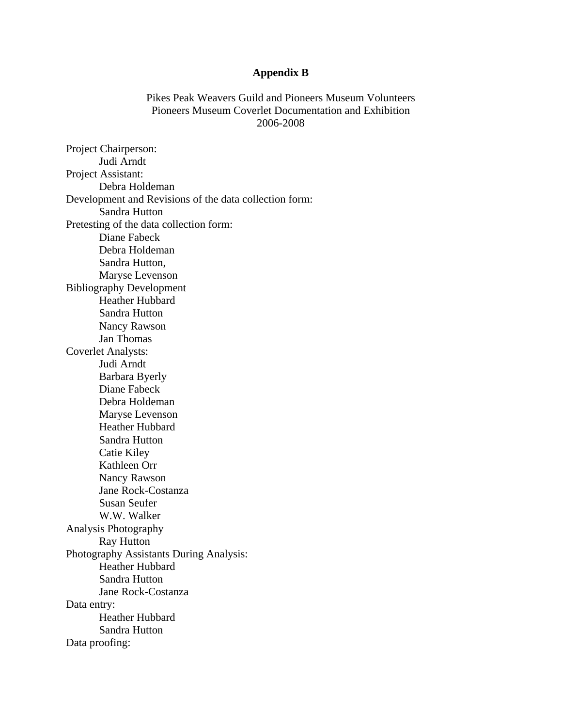# Appendix B

Pikes Peak Weavers Guild and Pioneers Museum Volunteers
Pioneers Museum Coverlet Documentation and Exhibition
2006-2008

Project Chairperson:
- Judi Arndt

Project Assistant:
- Debra Holdeman

Development and Revisions of the data collection form:
- Sandra Hutton

Pretesting of the data collection form:
- Diane Fabeck
- Debra Holdeman
- Sandra Hutton,
- Maryse Levenson

Bibliography Development
- Heather Hubbard
- Sandra Hutton
- Nancy Rawson
- Jan Thomas

Coverlet Analysts:
- Judi Arndt
- Barbara Byerly
- Diane Fabeck
- Debra Holdeman
- Maryse Levenson
- Heather Hubbard
- Sandra Hutton
- Catie Kiley
- Kathleen Orr
- Nancy Rawson
- Jane Rock-Costanza
- Susan Seufer
- W.W. Walker

Analysis Photography
- Ray Hutton

Photography Assistants During Analysis:
- Heather Hubbard
- Sandra Hutton
- Jane Rock-Costanza

Data entry:
- Heather Hubbard
- Sandra Hutton

Data proofing: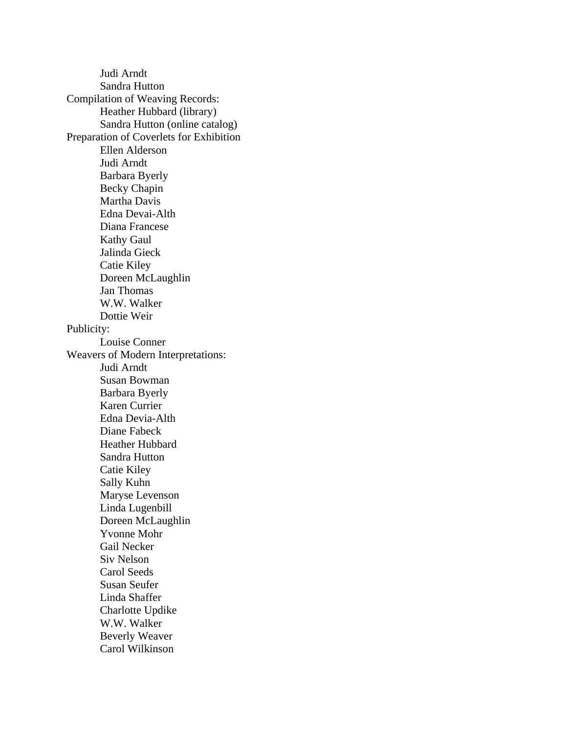Judi Arndt
Sandra Hutton

Compilation of Weaving Records:
- Heather Hubbard (library)
- Sandra Hutton (online catalog)

Preparation of Coverlets for Exhibition
- Ellen Alderson
- Judi Arndt
- Barbara Byerly
- Becky Chapin
- Martha Davis
- Edna Devai-Alth
- Diana Francese
- Kathy Gaul
- Jalinda Gieck
- Catie Kiley
- Doreen McLaughlin
- Jan Thomas
- W.W. Walker
- Dottie Weir

Publicity:
- Louise Conner

Weavers of Modern Interpretations:
- Judi Arndt
- Susan Bowman
- Barbara Byerly
- Karen Currier
- Edna Devia-Alth
- Diane Fabeck
- Heather Hubbard
- Sandra Hutton
- Catie Kiley
- Sally Kuhn
- Maryse Levenson
- Linda Lugenbill
- Doreen McLaughlin
- Yvonne Mohr
- Gail Necker
- Siv Nelson
- Carol Seeds
- Susan Seufer
- Linda Shaffer
- Charlotte Updike
- W.W. Walker
- Beverly Weaver
- Carol Wilkinson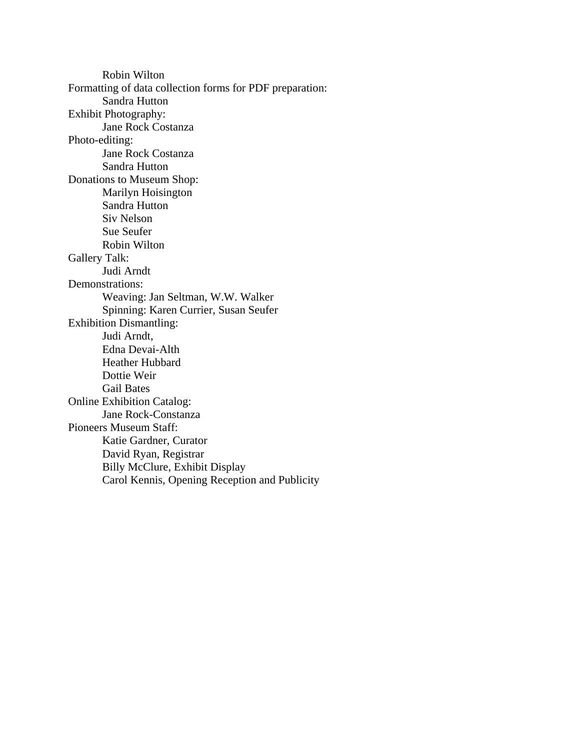Robin Wilton

Formatting of data collection forms for PDF preparation:

- Sandra Hutton

Exhibit Photography:

- Jane Rock Costanza

Photo-editing:

- Jane Rock Costanza
- Sandra Hutton

Donations to Museum Shop:

- Marilyn Hoisington
- Sandra Hutton
- Siv Nelson
- Sue Seufer
- Robin Wilton

Gallery Talk:

- Judi Arndt

Demonstrations:

- Weaving: Jan Seltman, W.W. Walker
- Spinning: Karen Currier, Susan Seufer

Exhibition Dismantling:

- Judi Arndt,
- Edna Devai-Alth
- Heather Hubbard
- Dottie Weir
- Gail Bates

Online Exhibition Catalog:

- Jane Rock-Constanza

Pioneers Museum Staff:

- Katie Gardner, Curator
- David Ryan, Registrar
- Billy McClure, Exhibit Display
- Carol Kennis, Opening Reception and Publicity